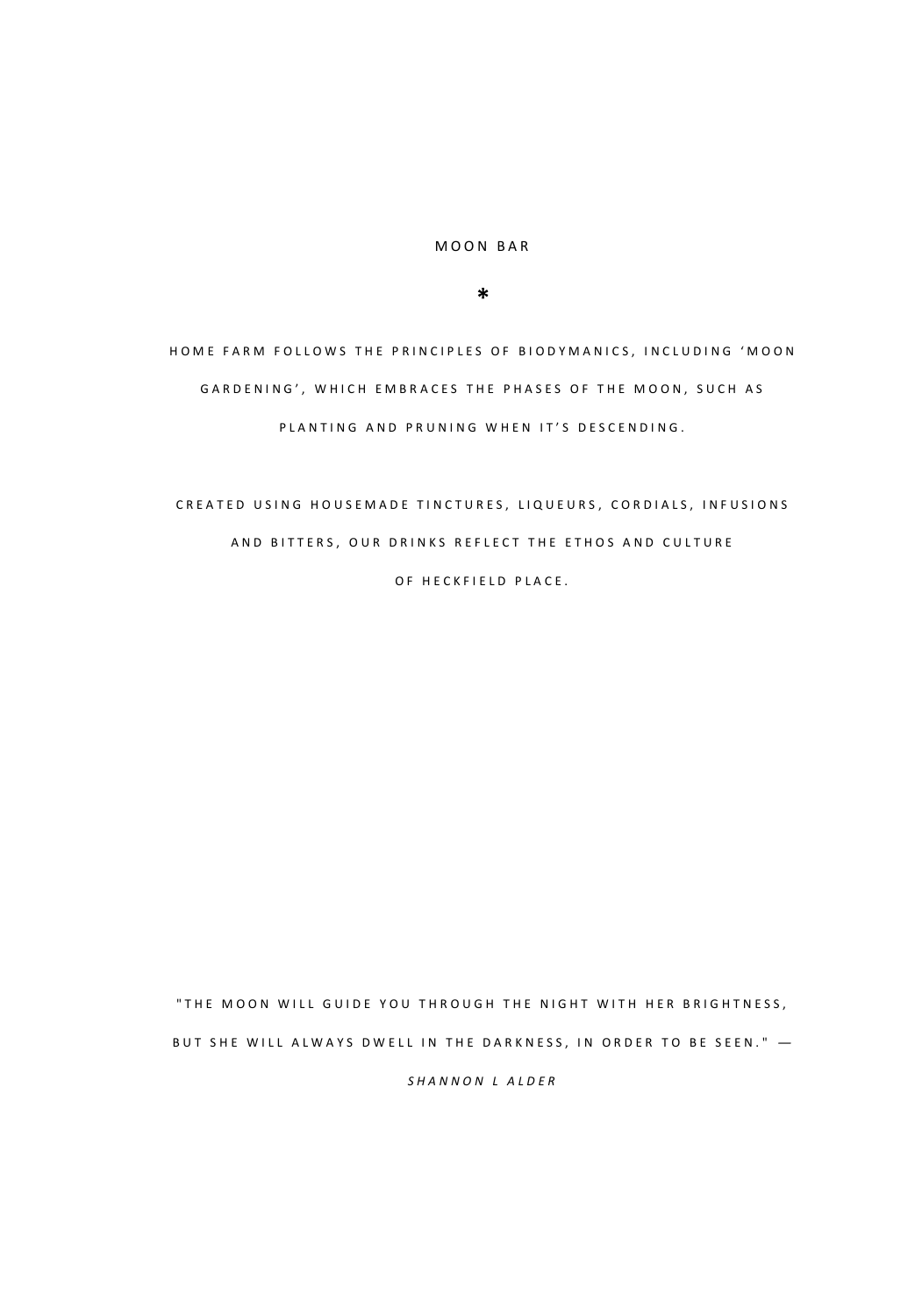# MOON BAR

*

HOME FARM FOLLOWS THE PRINCIPLES OF BIODYMANICS, INCLUDING 'MOON GARDENING', WHICH EMBRACES THE PHASES OF THE MOON, SUCH AS PLANTING AND PRUNING WHEN IT'S DESCENDING.

CREATED USING HOUSEMADE TINCTURES, LIQUEURS, CORDIALS, INFUSIONS AND BITTERS, OUR DRINKS REFLECT THE ETHOS AND CULTURE OF HECKFIELD PLACE.

"THE MOON WILL GUIDE YOU THROUGH THE NIGHT WITH HER BRIGHTNESS, BUT SHE WILL ALWAYS DWELL IN THE DARKNESS, IN ORDER TO BE SEEN." —

*SHANNON L ALDER*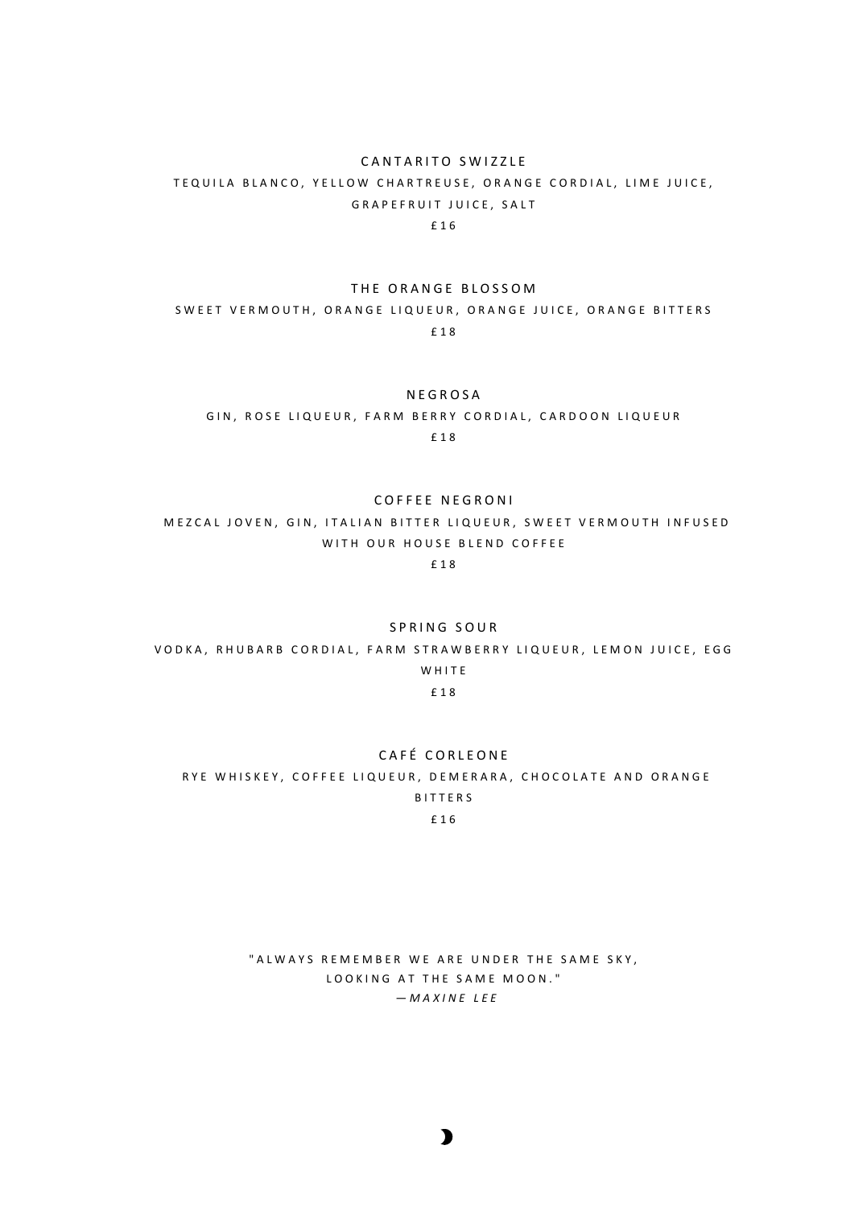## CANTARITO SWIZZLE

TEQUILA BLANCO, YELLOW CHARTREUSE, ORANGE CORDIAL, LIME JUICE, GRAPEFRUIT JUICE, SALT

£16

## THE ORANGE BLOSSOM

SWEET VERMOUTH, ORANGE LIQUEUR, ORANGE JUICE, ORANGE BITTERS

£18

## NEGROSA

GIN, ROSE LIQUEUR, FARM BERRY CORDIAL, CARDOON LIQUEUR

£18

## COFFEE NEGRONI

MEZCAL JOVEN, GIN, ITALIAN BITTER LIQUEUR, SWEET VERMOUTH INFUSED WITH OUR HOUSE BLEND COFFEE

£18

## SPRING SOUR

VODKA, RHUBARB CORDIAL, FARM STRAWBERRY LIQUEUR, LEMON JUICE, EGG WHITE

£18

## CAFÉ CORLEONE

RYE WHISKEY, COFFEE LIQUEUR, DEMERARA, CHOCOLATE AND ORANGE BITTERS

£16

"ALWAYS REMEMBER WE ARE UNDER THE SAME SKY, LOOKING AT THE SAME MOON."

*— MAXINE LEE*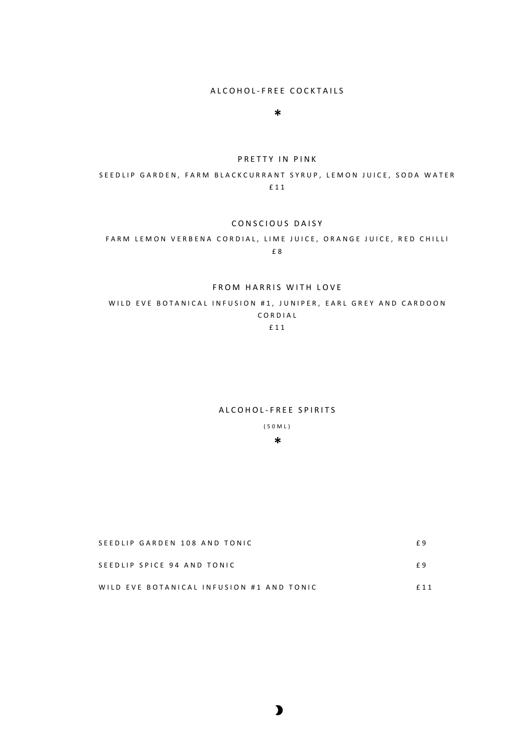## ALCOHOL-FREE COCKTAILS

*

### PRETTY IN PINK

SEEDLIP GARDEN, FARM BLACKCURRANT SYRUP, LEMON JUICE, SODA WATER

£11

### CONSCIOUS DAISY

FARM LEMON VERBENA CORDIAL, LIME JUICE, ORANGE JUICE, RED CHILLI

£8

### FROM HARRIS WITH LOVE

WILD EVE BOTANICAL INFUSION #1, JUNIPER, EARL GREY AND CARDOON CORDIAL

£11

## ALCOHOL-FREE SPIRITS

(50ML)

*

| | |
|---|---|
| SEEDLIP GARDEN 108 AND TONIC | £9 |
| SEEDLIP SPICE 94 AND TONIC | £9 |
| WILD EVE BOTANICAL INFUSION #1 AND TONIC | £11 |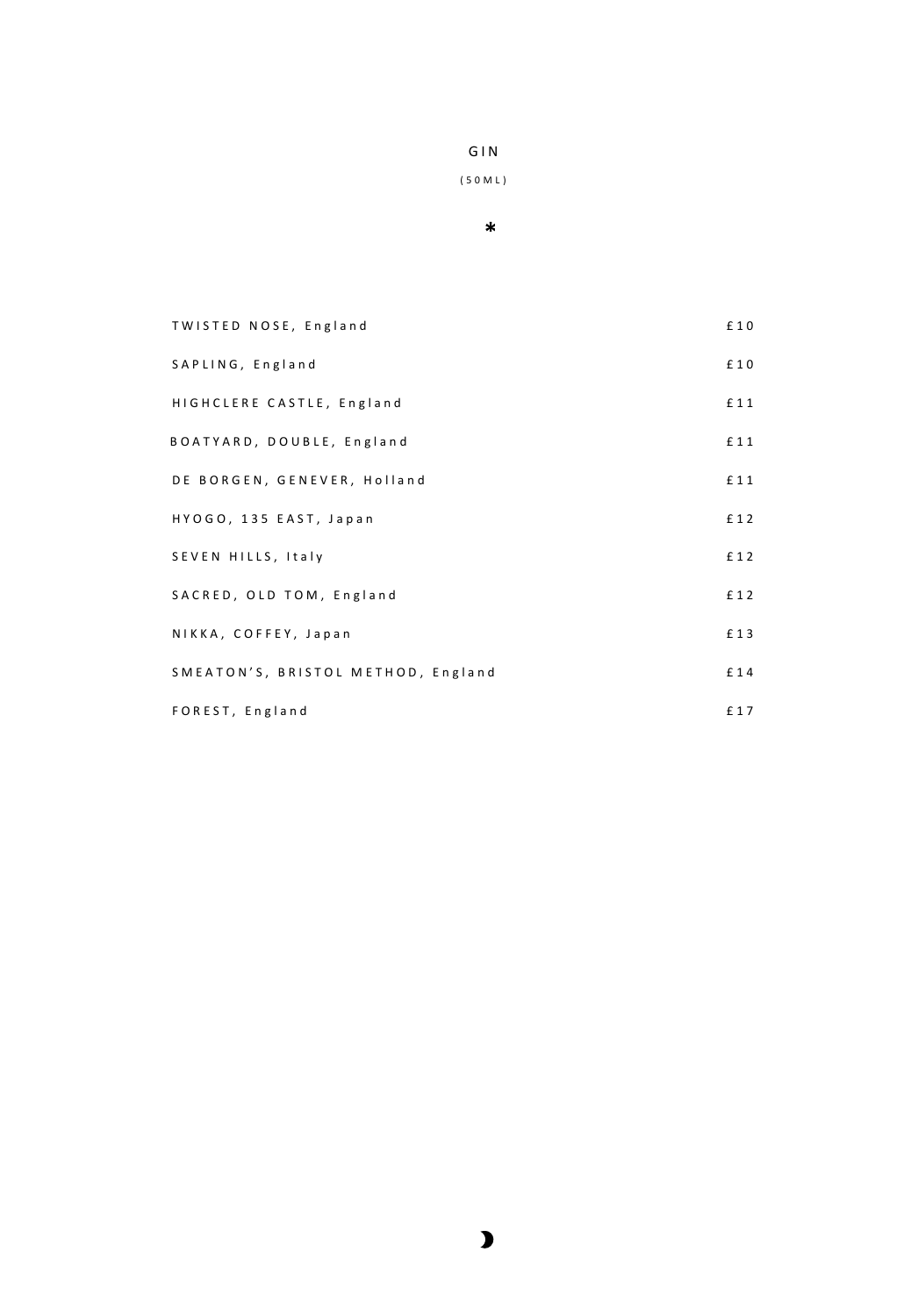# GIN

(50ML)

*

| | |
|---|---|
| TWISTED NOSE, England | £10 |
| SAPLING, England | £10 |
| HIGHCLERE CASTLE, England | £11 |
| BOATYARD, DOUBLE, England | £11 |
| DE BORGEN, GENEVER, Holland | £11 |
| HYOGO, 135 EAST, Japan | £12 |
| SEVEN HILLS, Italy | £12 |
| SACRED, OLD TOM, England | £12 |
| NIKKA, COFFEY, Japan | £13 |
| SMEATON'S, BRISTOL METHOD, England | £14 |
| FOREST, England | £17 |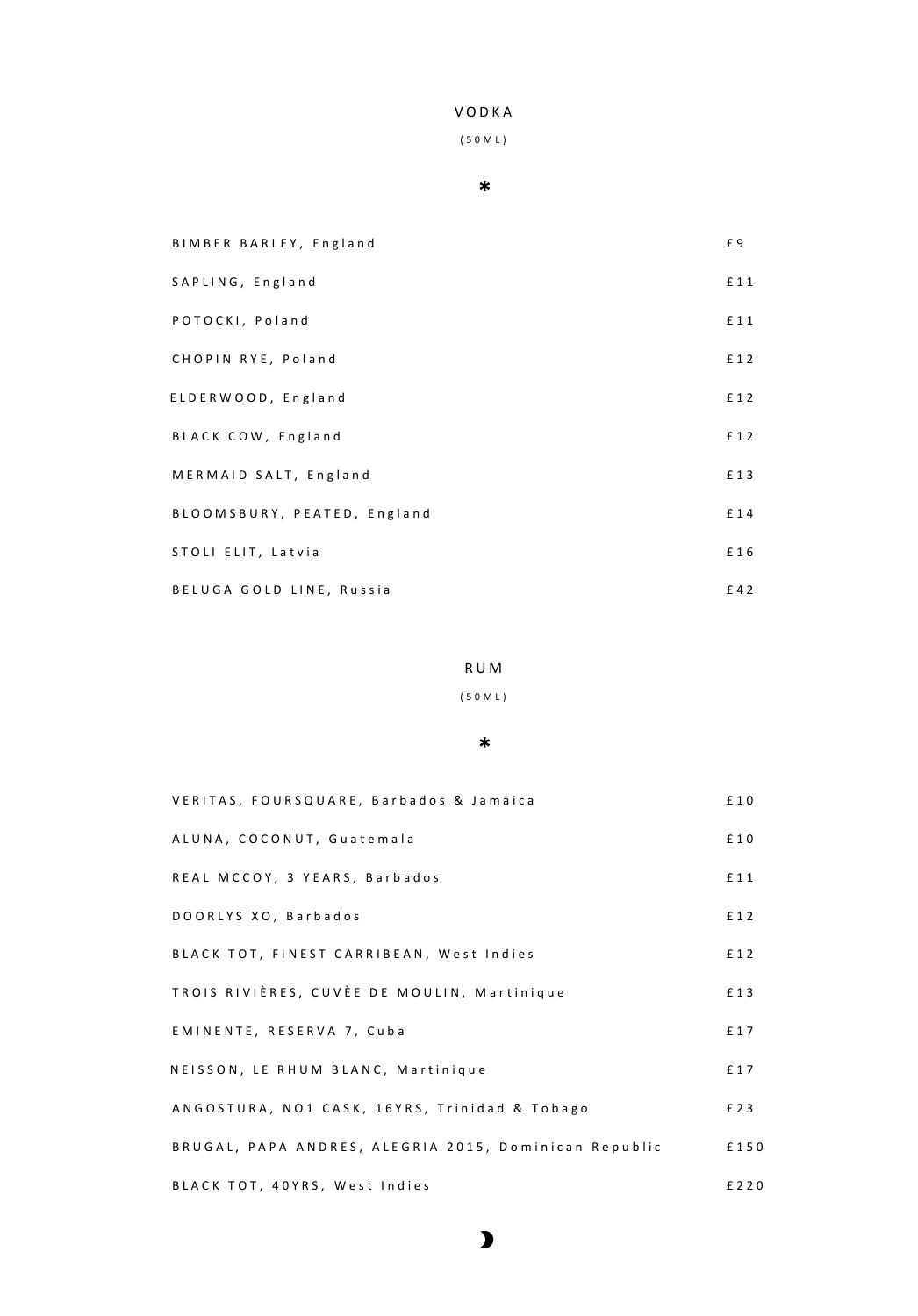## VODKA

(50ML)

*

| | |
|---|---|
| BIMBER BARLEY, England | £9 |
| SAPLING, England | £11 |
| POTOCKI, Poland | £11 |
| CHOPIN RYE, Poland | £12 |
| ELDERWOOD, England | £12 |
| BLACK COW, England | £12 |
| MERMAID SALT, England | £13 |
| BLOOMSBURY, PEATED, England | £14 |
| STOLI ELIT, Latvia | £16 |
| BELUGA GOLD LINE, Russia | £42 |

## RUM

(50ML)

*

| | |
|---|---|
| VERITAS, FOURSQUARE, Barbados & Jamaica | £10 |
| ALUNA, COCONUT, Guatemala | £10 |
| REAL MCCOY, 3 YEARS, Barbados | £11 |
| DOORLYS XO, Barbados | £12 |
| BLACK TOT, FINEST CARRIBEAN, West Indies | £12 |
| TROIS RIVIÈRES, CUVÈE DE MOULIN, Martinique | £13 |
| EMINENTE, RESERVA 7, Cuba | £17 |
| NEISSON, LE RHUM BLANC, Martinique | £17 |
| ANGOSTURA, NO1 CASK, 16YRS, Trinidad & Tobago | £23 |
| BRUGAL, PAPA ANDRES, ALEGRIA 2015, Dominican Republic | £150 |
| BLACK TOT, 40YRS, West Indies | £220 |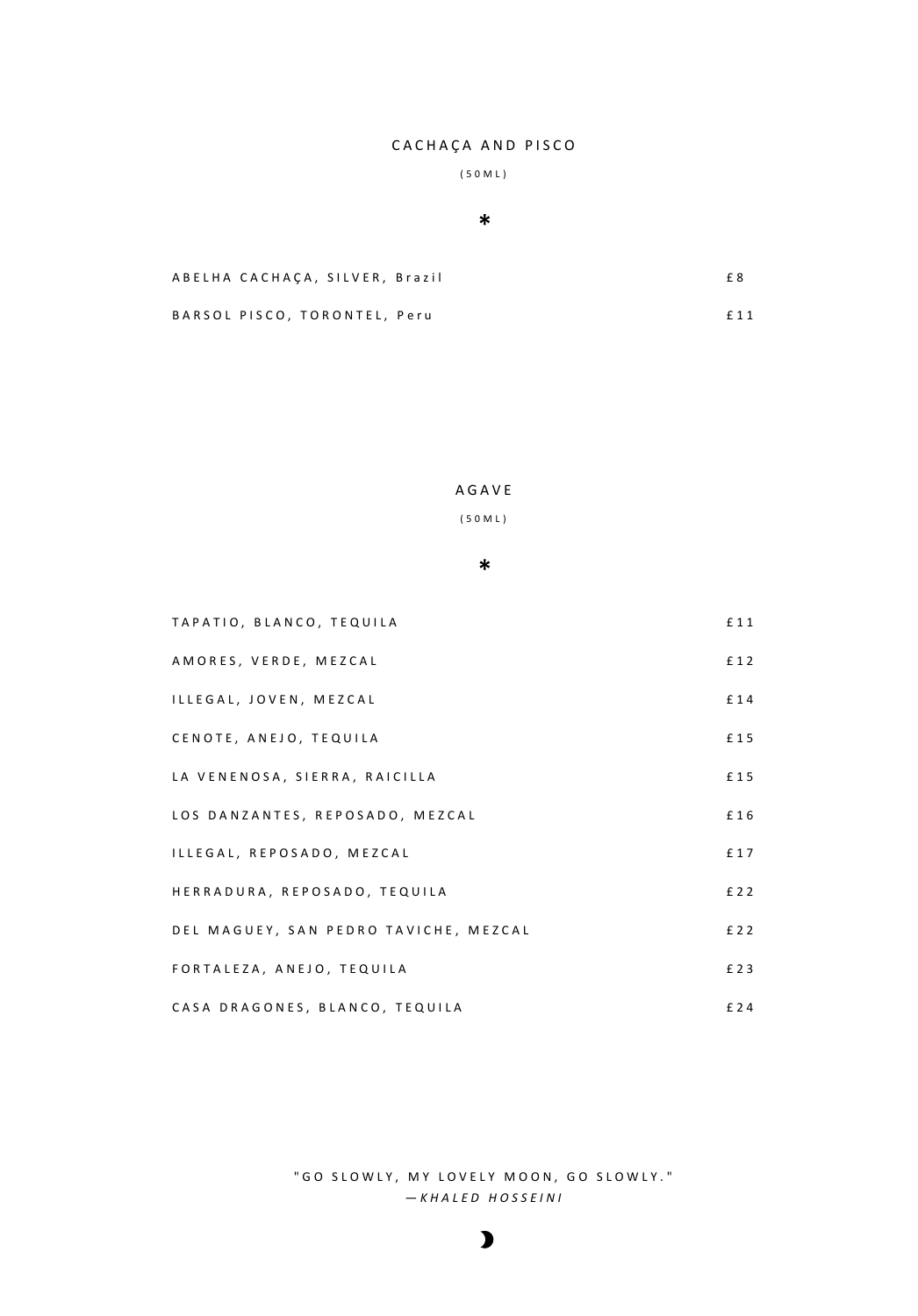## CACHAÇA AND PISCO

(50ML)

*

| | |
|---|---|
| ABELHA CACHAÇA, SILVER, Brazil | £8 |
| BARSOL PISCO, TORONTEL, Peru | £11 |

## AGAVE

(50ML)

*

| | |
|---|---|
| TAPATIO, BLANCO, TEQUILA | £11 |
| AMORES, VERDE, MEZCAL | £12 |
| ILLEGAL, JOVEN, MEZCAL | £14 |
| CENOTE, ANEJO, TEQUILA | £15 |
| LA VENENOSA, SIERRA, RAICILLA | £15 |
| LOS DANZANTES, REPOSADO, MEZCAL | £16 |
| ILLEGAL, REPOSADO, MEZCAL | £17 |
| HERRADURA, REPOSADO, TEQUILA | £22 |
| DEL MAGUEY, SAN PEDRO TAVICHE, MEZCAL | £22 |
| FORTALEZA, ANEJO, TEQUILA | £23 |
| CASA DRAGONES, BLANCO, TEQUILA | £24 |

"GO SLOWLY, MY LOVELY MOON, GO SLOWLY."
*—KHALED HOSSEINI*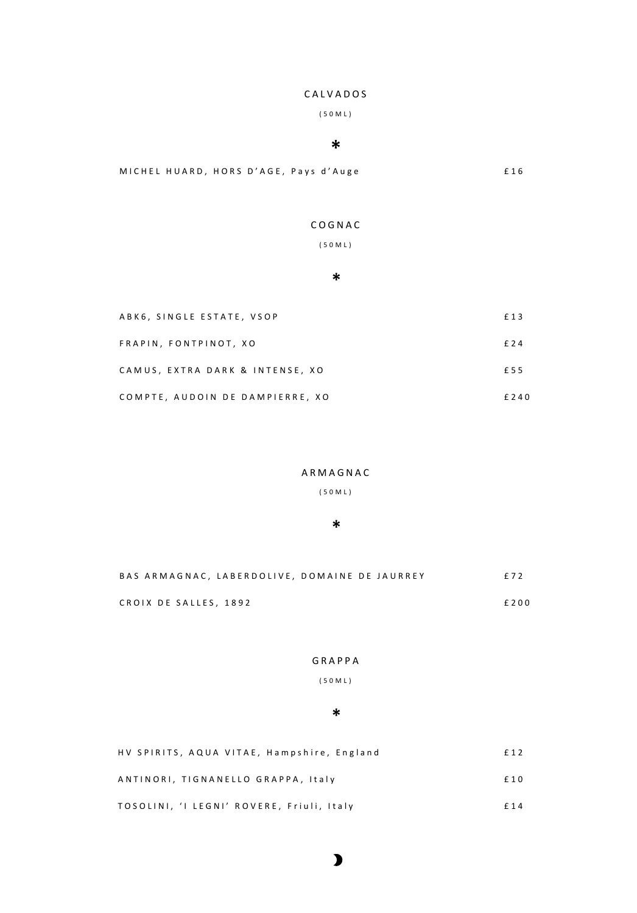## CALVADOS

(50ML)

*

| | |
|---|---|
| MICHEL HUARD, HORS D'AGE, Pays d'Auge | £16 |

## COGNAC

(50ML)

*

| | |
|---|---|
| ABK6, SINGLE ESTATE, VSOP | £13 |
| FRAPIN, FONTPINOT, XO | £24 |
| CAMUS, EXTRA DARK & INTENSE, XO | £55 |
| COMPTE, AUDOIN DE DAMPIERRE, XO | £240 |

## ARMAGNAC

(50ML)

*

| | |
|---|---|
| BAS ARMAGNAC, LABERDOLIVE, DOMAINE DE JAURREY | £72 |
| CROIX DE SALLES, 1892 | £200 |

## GRAPPA

(50ML)

*

| | |
|---|---|
| HV SPIRITS, AQUA VITAE, Hampshire, England | £12 |
| ANTINORI, TIGNANELLO GRAPPA, Italy | £10 |
| TOSOLINI, 'I LEGNI' ROVERE, Friuli, Italy | £14 |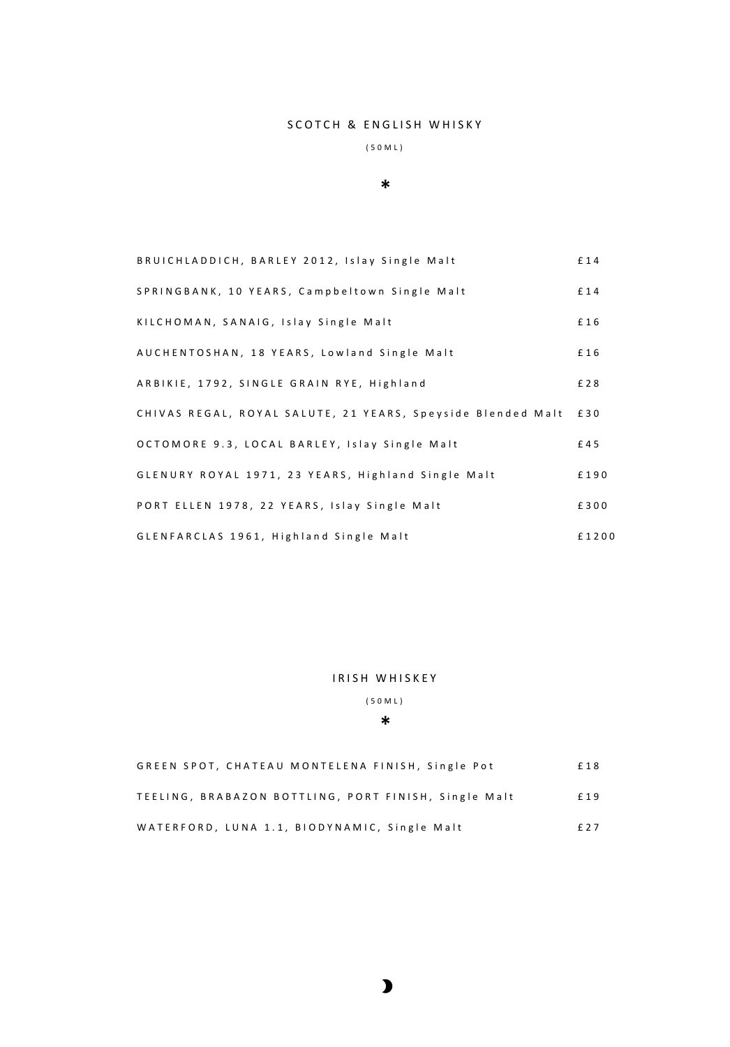## SCOTCH & ENGLISH WHISKY

(50ML)

*

| | |
|---|---|
| BRUICHLADDICH, BARLEY 2012, Islay Single Malt | £14 |
| SPRINGBANK, 10 YEARS, Campbeltown Single Malt | £14 |
| KILCHOMAN, SANAIG, Islay Single Malt | £16 |
| AUCHENTOSHAN, 18 YEARS, Lowland Single Malt | £16 |
| ARBIKIE, 1792, SINGLE GRAIN RYE, Highland | £28 |
| CHIVAS REGAL, ROYAL SALUTE, 21 YEARS, Speyside Blended Malt | £30 |
| OCTOMORE 9.3, LOCAL BARLEY, Islay Single Malt | £45 |
| GLENURY ROYAL 1971, 23 YEARS, Highland Single Malt | £190 |
| PORT ELLEN 1978, 22 YEARS, Islay Single Malt | £300 |
| GLENFARCLAS 1961, Highland Single Malt | £1200 |

## IRISH WHISKEY

(50ML)

*

| | |
|---|---|
| GREEN SPOT, CHATEAU MONTELENA FINISH, Single Pot | £18 |
| TEELING, BRABAZON BOTTLING, PORT FINISH, Single Malt | £19 |
| WATERFORD, LUNA 1.1, BIODYNAMIC, Single Malt | £27 |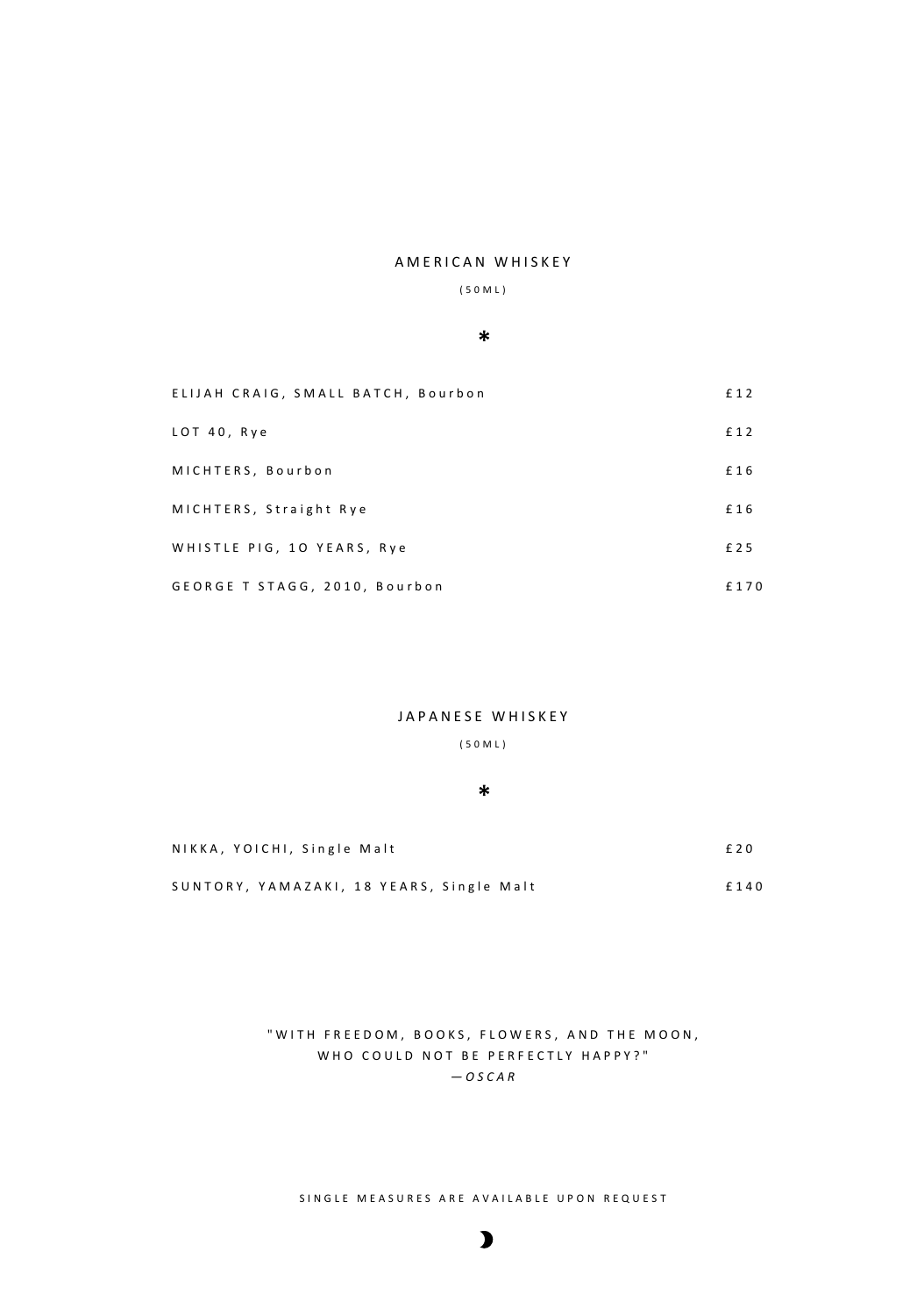## AMERICAN WHISKEY

(50ML)

*

| | |
|---|---|
| ELIJAH CRAIG, SMALL BATCH, Bourbon | £12 |
| LOT 40, Rye | £12 |
| MICHTERS, Bourbon | £16 |
| MICHTERS, Straight Rye | £16 |
| WHISTLE PIG, 1O YEARS, Rye | £25 |
| GEORGE T STAGG, 2010, Bourbon | £170 |

## JAPANESE WHISKEY

(50ML)

*

| | |
|---|---|
| NIKKA, YOICHI, Single Malt | £20 |
| SUNTORY, YAMAZAKI, 18 YEARS, Single Malt | £140 |

"WITH FREEDOM, BOOKS, FLOWERS, AND THE MOON,
WHO COULD NOT BE PERFECTLY HAPPY?"
*—OSCAR*

SINGLE MEASURES ARE AVAILABLE UPON REQUEST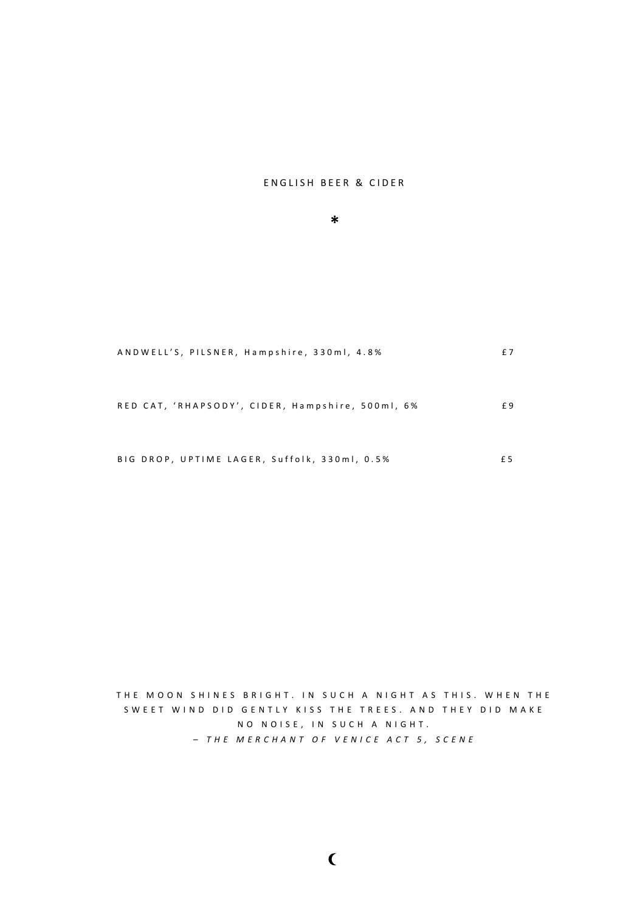## ENGLISH BEER & CIDER

*

ANDWELL'S, PILSNER, Hampshire, 330ml, 4.8% £7

RED CAT, 'RHAPSODY', CIDER, Hampshire, 500ml, 6% £9

BIG DROP, UPTIME LAGER, Suffolk, 330ml, 0.5% £5

THE MOON SHINES BRIGHT. IN SUCH A NIGHT AS THIS. WHEN THE SWEET WIND DID GENTLY KISS THE TREES. AND THEY DID MAKE NO NOISE, IN SUCH A NIGHT.

– *THE MERCHANT OF VENICE ACT 5, SCENE*

☾